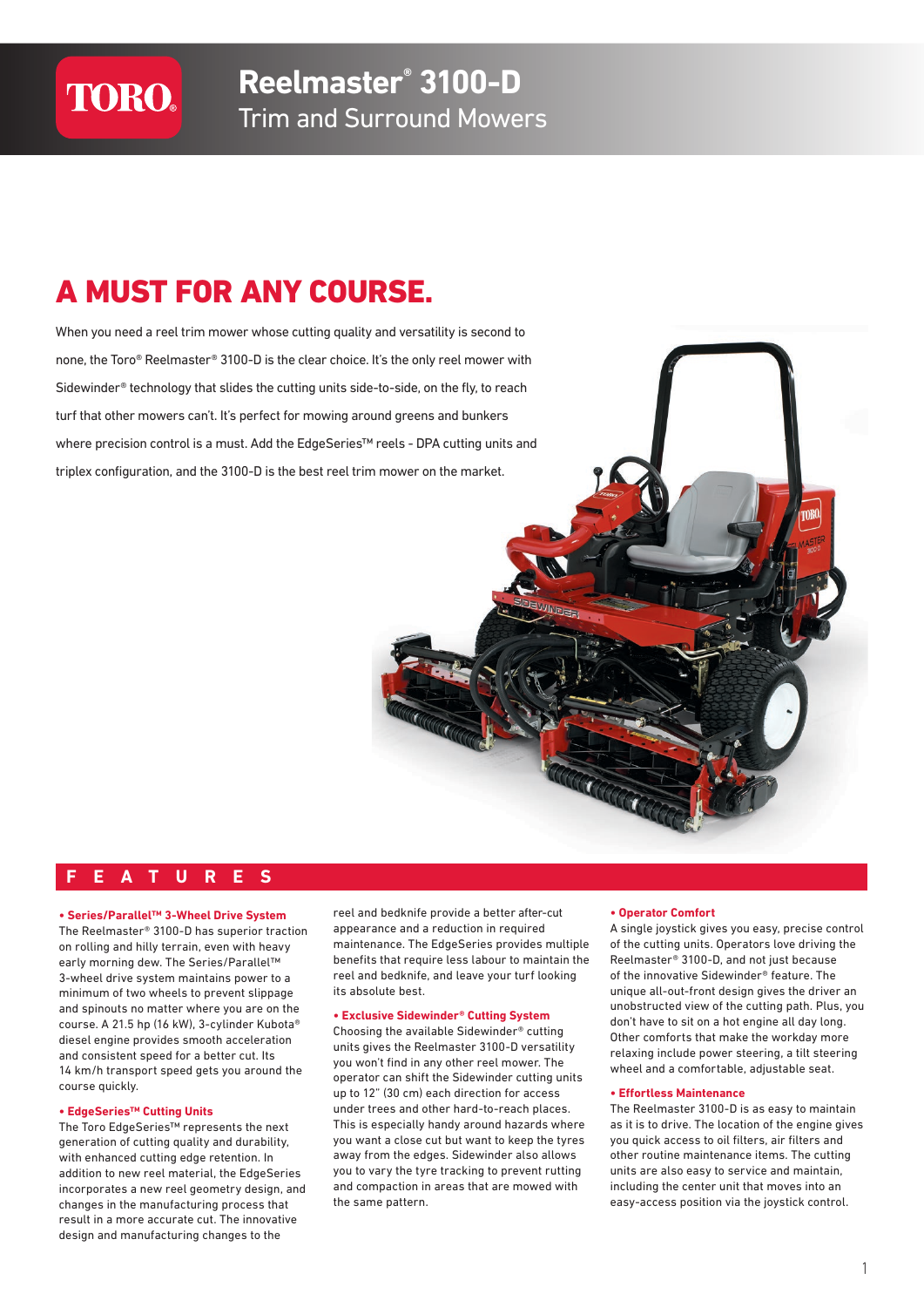# Reelmaster® 3100-D

## Trim and Surround Mowers

# A MUST FOR ANY COURSE.

When you need a reel trim mower whose cutting quality and versatility is second to none, the Toro® Reelmaster® 3100-D is the clear choice. It's the only reel mower with Sidewinder® technology that slides the cutting units side-to-side, on the fly, to reach turf that other mowers can't. It's perfect for mowing around greens and bunkers where precision control is a must. Add the EdgeSeries™ reels - DPA cutting units and triplex configuration, and the 3100-D is the best reel trim mower on the market.

## FEATURES

**• Series/Parallel™ 3-Wheel Drive System**
The Reelmaster® 3100-D has superior traction on rolling and hilly terrain, even with heavy early morning dew. The Series/Parallel™ 3-wheel drive system maintains power to a minimum of two wheels to prevent slippage and spinouts no matter where you are on the course. A 21.5 hp (16 kW), 3-cylinder Kubota® diesel engine provides smooth acceleration and consistent speed for a better cut. Its 14 km/h transport speed gets you around the course quickly.

**• EdgeSeries™ Cutting Units**
The Toro EdgeSeries™ represents the next generation of cutting quality and durability, with enhanced cutting edge retention. In addition to new reel material, the EdgeSeries incorporates a new reel geometry design, and changes in the manufacturing process that result in a more accurate cut. The innovative design and manufacturing changes to the reel and bedknife provide a better after-cut appearance and a reduction in required maintenance. The EdgeSeries provides multiple benefits that require less labour to maintain the reel and bedknife, and leave your turf looking its absolute best.

**• Exclusive Sidewinder® Cutting System**
Choosing the available Sidewinder® cutting units gives the Reelmaster 3100-D versatility you won't find in any other reel mower. The operator can shift the Sidewinder cutting units up to 12" (30 cm) each direction for access under trees and other hard-to-reach places. This is especially handy around hazards where you want a close cut but want to keep the tyres away from the edges. Sidewinder also allows you to vary the tyre tracking to prevent rutting and compaction in areas that are mowed with the same pattern.

**• Operator Comfort**
A single joystick gives you easy, precise control of the cutting units. Operators love driving the Reelmaster® 3100-D, and not just because of the innovative Sidewinder® feature. The unique all-out-front design gives the driver an unobstructed view of the cutting path. Plus, you don't have to sit on a hot engine all day long. Other comforts that make the workday more relaxing include power steering, a tilt steering wheel and a comfortable, adjustable seat.

**• Effortless Maintenance**
The Reelmaster 3100-D is as easy to maintain as it is to drive. The location of the engine gives you quick access to oil filters, air filters and other routine maintenance items. The cutting units are also easy to service and maintain, including the center unit that moves into an easy-access position via the joystick control.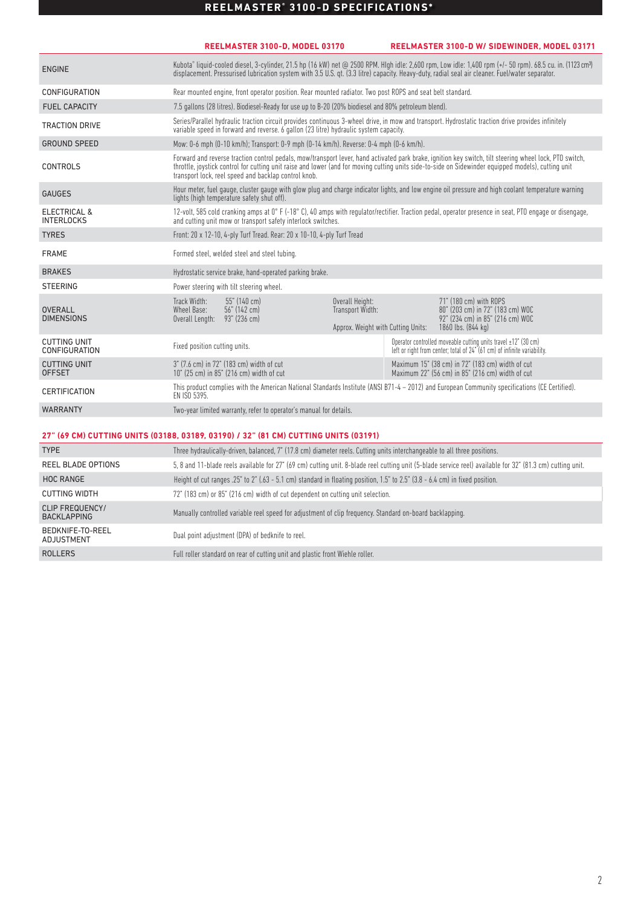# REELMASTER® 3100-D SPECIFICATIONS*

| | REELMASTER 3100-D, MODEL 03170 | REELMASTER 3100-D W/ SIDEWINDER, MODEL 03171 |
|---|---|---|
| ENGINE | Kubota® liquid-cooled diesel, 3-cylinder, 21.5 hp (16 kW) net @ 2500 RPM. HIgh idle: 2,600 rpm, Low idle: 1,400 rpm (+/- 50 rpm). 68.5 cu. in. (1123 cm³) displacement. Pressurised lubrication system with 3.5 U.S. qt. (3.3 litre) capacity. Heavy-duty, radial seal air cleaner. Fuel/water separator. | |
| CONFIGURATION | Rear mounted engine, front operator position. Rear mounted radiator. Two post ROPS and seat belt standard. | |
| FUEL CAPACITY | 7.5 gallons (28 litres). Biodiesel-Ready for use up to B-20 (20% biodiesel and 80% petroleum blend). | |
| TRACTION DRIVE | Series/Parallel hydraulic traction circuit provides continuous 3-wheel drive, in mow and transport. Hydrostatic traction drive provides infinitely variable speed in forward and reverse. 6 gallon (23 litre) hydraulic system capacity. | |
| GROUND SPEED | Mow: 0-6 mph (0-10 km/h); Transport: 0-9 mph (0-14 km/h). Reverse: 0-4 mph (0-6 km/h). | |
| CONTROLS | Forward and reverse traction control pedals, mow/transport lever, hand activated park brake, ignition key switch, tilt steering wheel lock, PTO switch, throttle, joystick control for cutting unit raise and lower (and for moving cutting units side-to-side on Sidewinder equipped models), cutting unit transport lock, reel speed and backlap control knob. | |
| GAUGES | Hour meter, fuel gauge, cluster gauge with glow plug and charge indicator lights, and low engine oil pressure and high coolant temperature warning lights (high temperature safety shut off). | |
| ELECTRICAL & INTERLOCKS | 12-volt, 585 cold cranking amps at 0° F (-18° C), 40 amps with regulator/rectifier. Traction pedal, operator presence in seat, PTO engage or disengage, and cutting unit mow or transport safety interlock switches. | |
| TYRES | Front: 20 x 12-10, 4-ply Turf Tread. Rear: 20 x 10-10, 4-ply Turf Tread | |
| FRAME | Formed steel, welded steel and steel tubing. | |
| BRAKES | Hydrostatic service brake, hand-operated parking brake. | |
| STEERING | Power steering with tilt steering wheel. | |
| OVERALL DIMENSIONS | Track Width: 55" (140 cm); Wheel Base: 56" (142 cm); Overall Length: 93" (236 cm) | Overall Height: 71" (180 cm) with ROPS; Transport Width: 80" (203 cm) in 72" (183 cm) WOC, 92" (234 cm) in 85" (216 cm) WOC; Approx. Weight with Cutting Units: 1860 lbs. (844 kg) |
| CUTTING UNIT CONFIGURATION | Fixed position cutting units. | Operator controlled moveable cutting units travel ±12" (30 cm) left or right from center; total of 24" (61 cm) of infinite variability. |
| CUTTING UNIT OFFSET | 3" (7.6 cm) in 72" (183 cm) width of cut; 10" (25 cm) in 85" (216 cm) width of cut | Maximum 15" (38 cm) in 72" (183 cm) width of cut; Maximum 22" (56 cm) in 85" (216 cm) width of cut |
| CERTIFICATION | This product complies with the American National Standards Institute (ANSI B71-4 – 2012) and European Community specifications (CE Certified). EN ISO 5395. | |
| WARRANTY | Two-year limited warranty, refer to operator's manual for details. | |

## 27" (69 CM) CUTTING UNITS (03188, 03189, 03190) / 32" (81 CM) CUTTING UNITS (03191)

| | |
|---|---|
| TYPE | Three hydraulically-driven, balanced, 7" (17.8 cm) diameter reels. Cutting units interchangeable to all three positions. |
| REEL BLADE OPTIONS | 5, 8 and 11-blade reels available for 27" (69 cm) cutting unit. 8-blade reel cutting unit (5-blade service reel) available for 32" (81.3 cm) cutting unit. |
| HOC RANGE | Height of cut ranges .25" to 2" (.63 - 5.1 cm) standard in floating position, 1.5" to 2.5" (3.8 - 6.4 cm) in fixed position. |
| CUTTING WIDTH | 72" (183 cm) or 85" (216 cm) width of cut dependent on cutting unit selection. |
| CLIP FREQUENCY/ BACKLAPPING | Manually controlled variable reel speed for adjustment of clip frequency. Standard on-board backlapping. |
| BEDKNIFE-TO-REEL ADJUSTMENT | Dual point adjustment (DPA) of bedknife to reel. |
| ROLLERS | Full roller standard on rear of cutting unit and plastic front Wiehle roller. |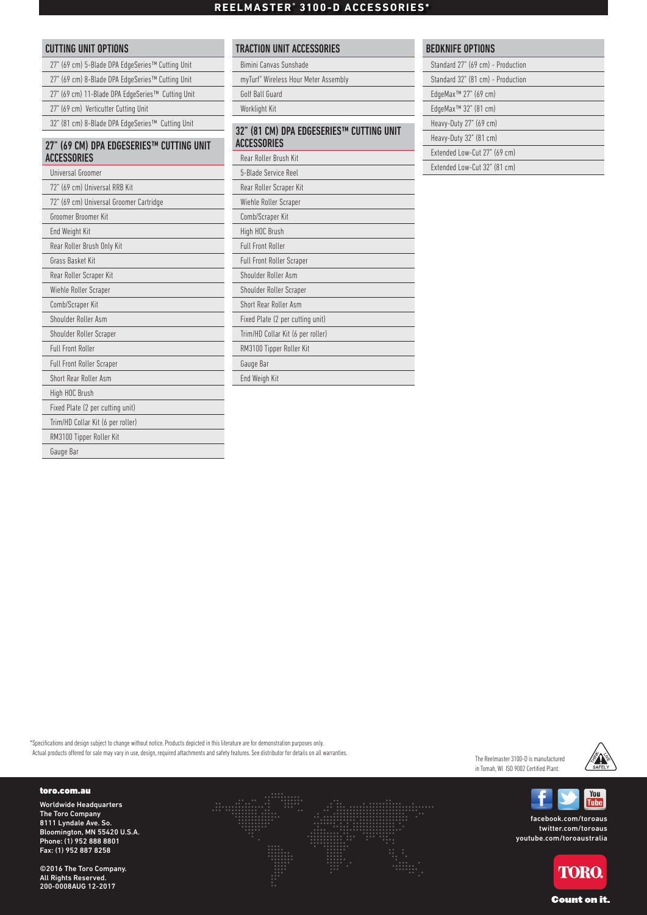# REELMASTER® 3100-D ACCESSORIES*

## CUTTING UNIT OPTIONS

- 27" (69 cm) 5-Blade DPA EdgeSeries™ Cutting Unit
- 27" (69 cm) 8-Blade DPA EdgeSeries™ Cutting Unit
- 27" (69 cm) 11-Blade DPA EdgeSeries™ Cutting Unit
- 27" (69 cm) Verticutter Cutting Unit
- 32" (81 cm) 8-Blade DPA EdgeSeries™ Cutting Unit

## 27" (69 CM) DPA EDGESERIES™ CUTTING UNIT ACCESSORIES

- Universal Groomer
- 72" (69 cm) Universal RRB Kit
- 72" (69 cm) Universal Groomer Cartridge
- Groomer Broomer Kit
- End Weight Kit
- Rear Roller Brush Only Kit
- Grass Basket Kit
- Rear Roller Scraper Kit
- Wiehle Roller Scraper
- Comb/Scraper Kit
- Shoulder Roller Asm
- Shoulder Roller Scraper
- Full Front Roller
- Full Front Roller Scraper
- Short Rear Roller Asm
- High HOC Brush
- Fixed Plate (2 per cutting unit)
- Trim/HD Collar Kit (6 per roller)
- RM3100 Tipper Roller Kit
- Gauge Bar

## TRACTION UNIT ACCESSORIES

- Bimini Canvas Sunshade
- myTurf® Wireless Hour Meter Assembly
- Golf Ball Guard
- Worklight Kit

## 32" (81 CM) DPA EDGESERIES™ CUTTING UNIT ACCESSORIES

- Rear Roller Brush Kit
- 5-Blade Service Reel
- Rear Roller Scraper Kit
- Wiehle Roller Scraper
- Comb/Scraper Kit
- High HOC Brush
- Full Front Roller
- Full Front Roller Scraper
- Shoulder Roller Asm
- Shoulder Roller Scraper
- Short Rear Roller Asm
- Fixed Plate (2 per cutting unit)
- Trim/HD Collar Kit (6 per roller)
- RM3100 Tipper Roller Kit
- Gauge Bar
- End Weigh Kit

## BEDKNIFE OPTIONS

- Standard 27" (69 cm) - Production
- Standard 32" (81 cm) - Production
- EdgeMax™ 27" (69 cm)
- EdgeMax™ 32" (81 cm)
- Heavy-Duty 27" (69 cm)
- Heavy-Duty 32" (81 cm)
- Extended Low-Cut 27" (69 cm)
- Extended Low-Cut 32" (81 cm)

*Specifications and design subject to change without notice. Products depicted in this literature are for demonstration purposes only. Actual products offered for sale may vary in use, design, required attachments and safety features. See distributor for details on all warranties.

The Reelmaster 3100-D is manufactured in Tomah, WI ISO 9002 Certified Plant.

THINK SAFETY WORK SAFELY

**toro.com.au**

**Worldwide Headquarters**
**The Toro Company**
**8111 Lyndale Ave. So.**
**Bloomington, MN 55420 U.S.A.**
**Phone: (1) 952 888 8801**
**Fax: (1) 952 887 8258**

**©2016 The Toro Company.**
**All Rights Reserved.**
**200-0008AUG 12-2017**

facebook.com/toroaus
twitter.com/toroaus
youtube.com/toroaustralia

TORO.
**Count on it.**